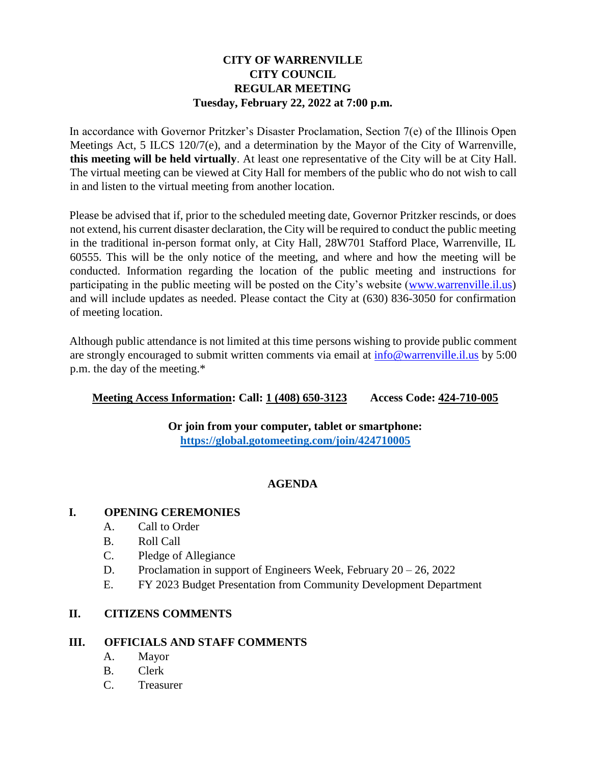# CITY OF WARRENVILLE
# CITY COUNCIL
# REGULAR MEETING
## Tuesday, February 22, 2022 at 7:00 p.m.

In accordance with Governor Pritzker's Disaster Proclamation, Section 7(e) of the Illinois Open Meetings Act, 5 ILCS 120/7(e), and a determination by the Mayor of the City of Warrenville, **this meeting will be held virtually**. At least one representative of the City will be at City Hall. The virtual meeting can be viewed at City Hall for members of the public who do not wish to call in and listen to the virtual meeting from another location.

Please be advised that if, prior to the scheduled meeting date, Governor Pritzker rescinds, or does not extend, his current disaster declaration, the City will be required to conduct the public meeting in the traditional in-person format only, at City Hall, 28W701 Stafford Place, Warrenville, IL 60555. This will be the only notice of the meeting, and where and how the meeting will be conducted. Information regarding the location of the public meeting and instructions for participating in the public meeting will be posted on the City's website (www.warrenville.il.us) and will include updates as needed. Please contact the City at (630) 836-3050 for confirmation of meeting location.

Although public attendance is not limited at this time persons wishing to provide public comment are strongly encouraged to submit written comments via email at info@warrenville.il.us by 5:00 p.m. the day of the meeting.*

**Meeting Access Information: Call: 1 (408) 650-3123 Access Code: 424-710-005**

**Or join from your computer, tablet or smartphone:**
**https://global.gotomeeting.com/join/424710005**

## AGENDA

**I. OPENING CEREMONIES**
- A. Call to Order
- B. Roll Call
- C. Pledge of Allegiance
- D. Proclamation in support of Engineers Week, February 20 – 26, 2022
- E. FY 2023 Budget Presentation from Community Development Department

**II. CITIZENS COMMENTS**

**III. OFFICIALS AND STAFF COMMENTS**
- A. Mayor
- B. Clerk
- C. Treasurer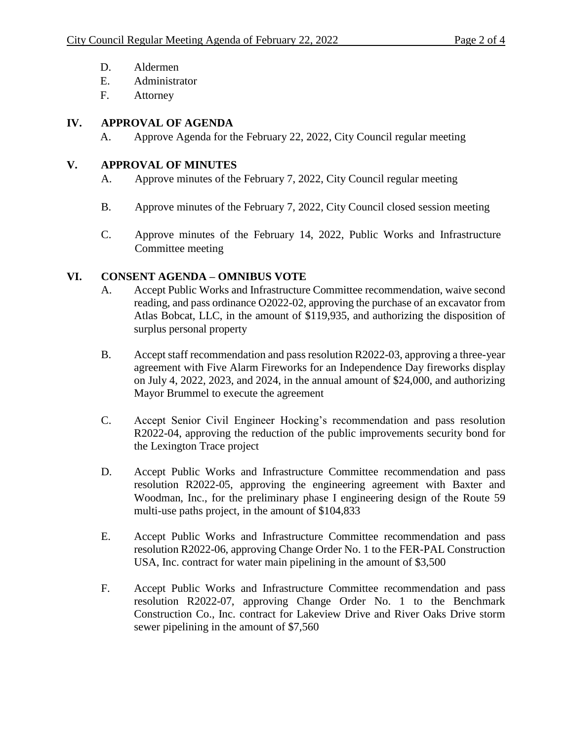D. Aldermen
E. Administrator
F. Attorney

## IV. APPROVAL OF AGENDA

A. Approve Agenda for the February 22, 2022, City Council regular meeting

## V. APPROVAL OF MINUTES

A. Approve minutes of the February 7, 2022, City Council regular meeting

B. Approve minutes of the February 7, 2022, City Council closed session meeting

C. Approve minutes of the February 14, 2022, Public Works and Infrastructure Committee meeting

## VI. CONSENT AGENDA – OMNIBUS VOTE

A. Accept Public Works and Infrastructure Committee recommendation, waive second reading, and pass ordinance O2022-02, approving the purchase of an excavator from Atlas Bobcat, LLC, in the amount of $119,935, and authorizing the disposition of surplus personal property

B. Accept staff recommendation and pass resolution R2022-03, approving a three-year agreement with Five Alarm Fireworks for an Independence Day fireworks display on July 4, 2022, 2023, and 2024, in the annual amount of $24,000, and authorizing Mayor Brummel to execute the agreement

C. Accept Senior Civil Engineer Hocking's recommendation and pass resolution R2022-04, approving the reduction of the public improvements security bond for the Lexington Trace project

D. Accept Public Works and Infrastructure Committee recommendation and pass resolution R2022-05, approving the engineering agreement with Baxter and Woodman, Inc., for the preliminary phase I engineering design of the Route 59 multi-use paths project, in the amount of $104,833

E. Accept Public Works and Infrastructure Committee recommendation and pass resolution R2022-06, approving Change Order No. 1 to the FER-PAL Construction USA, Inc. contract for water main pipelining in the amount of $3,500

F. Accept Public Works and Infrastructure Committee recommendation and pass resolution R2022-07, approving Change Order No. 1 to the Benchmark Construction Co., Inc. contract for Lakeview Drive and River Oaks Drive storm sewer pipelining in the amount of $7,560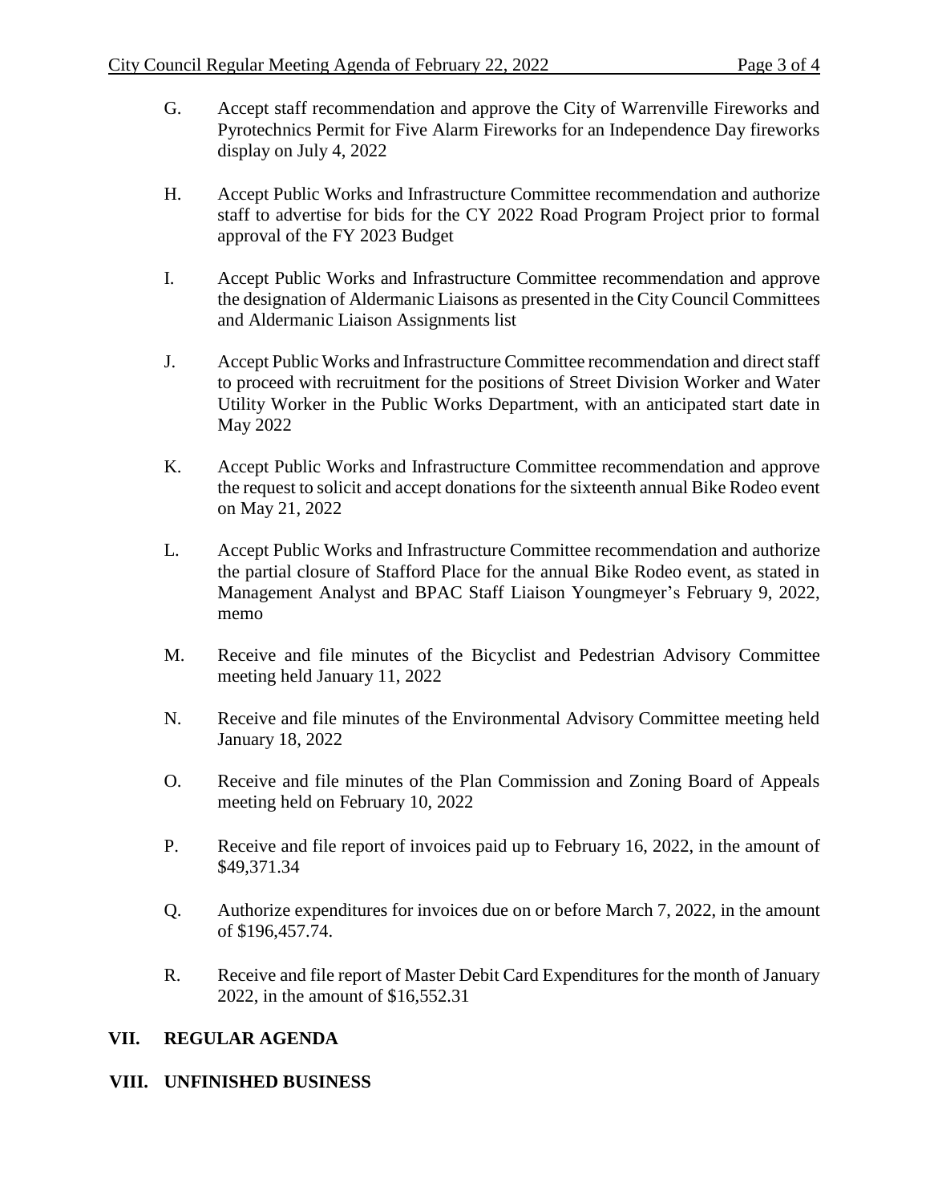G. Accept staff recommendation and approve the City of Warrenville Fireworks and Pyrotechnics Permit for Five Alarm Fireworks for an Independence Day fireworks display on July 4, 2022

H. Accept Public Works and Infrastructure Committee recommendation and authorize staff to advertise for bids for the CY 2022 Road Program Project prior to formal approval of the FY 2023 Budget

I. Accept Public Works and Infrastructure Committee recommendation and approve the designation of Aldermanic Liaisons as presented in the City Council Committees and Aldermanic Liaison Assignments list

J. Accept Public Works and Infrastructure Committee recommendation and direct staff to proceed with recruitment for the positions of Street Division Worker and Water Utility Worker in the Public Works Department, with an anticipated start date in May 2022

K. Accept Public Works and Infrastructure Committee recommendation and approve the request to solicit and accept donations for the sixteenth annual Bike Rodeo event on May 21, 2022

L. Accept Public Works and Infrastructure Committee recommendation and authorize the partial closure of Stafford Place for the annual Bike Rodeo event, as stated in Management Analyst and BPAC Staff Liaison Youngmeyer's February 9, 2022, memo

M. Receive and file minutes of the Bicyclist and Pedestrian Advisory Committee meeting held January 11, 2022

N. Receive and file minutes of the Environmental Advisory Committee meeting held January 18, 2022

O. Receive and file minutes of the Plan Commission and Zoning Board of Appeals meeting held on February 10, 2022

P. Receive and file report of invoices paid up to February 16, 2022, in the amount of $49,371.34

Q. Authorize expenditures for invoices due on or before March 7, 2022, in the amount of $196,457.74.

R. Receive and file report of Master Debit Card Expenditures for the month of January 2022, in the amount of $16,552.31

## VII. REGULAR AGENDA

## VIII. UNFINISHED BUSINESS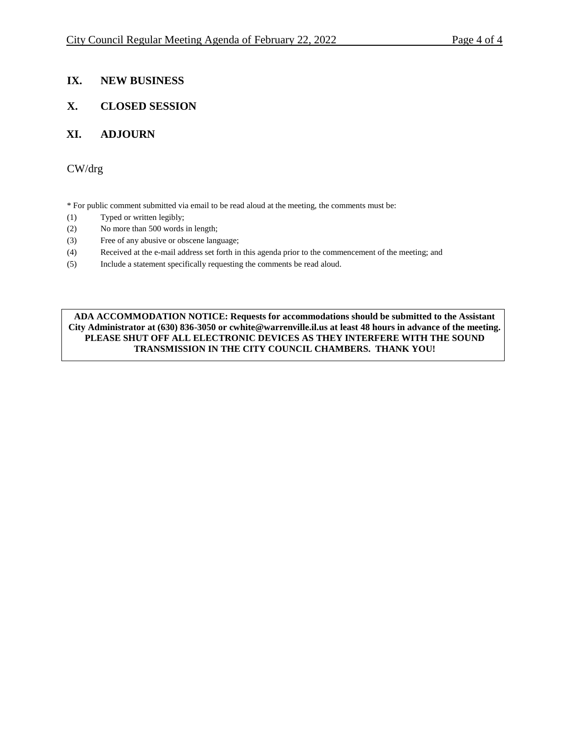## IX. NEW BUSINESS

## X. CLOSED SESSION

## XI. ADJOURN

CW/drg

* For public comment submitted via email to be read aloud at the meeting, the comments must be:

(1) Typed or written legibly;
(2) No more than 500 words in length;
(3) Free of any abusive or obscene language;
(4) Received at the e-mail address set forth in this agenda prior to the commencement of the meeting; and
(5) Include a statement specifically requesting the comments be read aloud.

**ADA ACCOMMODATION NOTICE: Requests for accommodations should be submitted to the Assistant City Administrator at (630) 836-3050 or cwhite@warrenville.il.us at least 48 hours in advance of the meeting. PLEASE SHUT OFF ALL ELECTRONIC DEVICES AS THEY INTERFERE WITH THE SOUND TRANSMISSION IN THE CITY COUNCIL CHAMBERS. THANK YOU!**